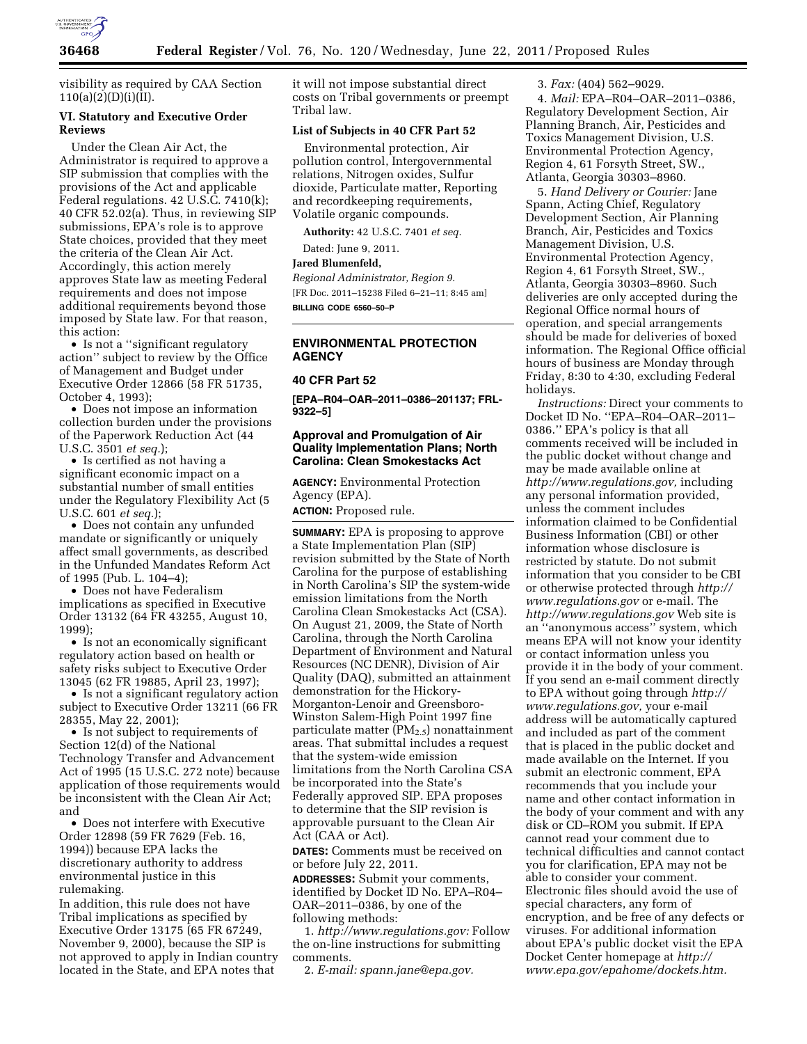visibility as required by CAA Section 110(a)(2)(D)(i)(II).

### VI. Statutory and Executive Order Reviews

Under the Clean Air Act, the Administrator is required to approve a SIP submission that complies with the provisions of the Act and applicable Federal regulations. 42 U.S.C. 7410(k); 40 CFR 52.02(a). Thus, in reviewing SIP submissions, EPA's role is to approve State choices, provided that they meet the criteria of the Clean Air Act. Accordingly, this action merely approves State law as meeting Federal requirements and does not impose additional requirements beyond those imposed by State law. For that reason, this action:

- Is not a "significant regulatory action" subject to review by the Office of Management and Budget under Executive Order 12866 (58 FR 51735, October 4, 1993);
- Does not impose an information collection burden under the provisions of the Paperwork Reduction Act (44 U.S.C. 3501 *et seq.*);
- Is certified as not having a significant economic impact on a substantial number of small entities under the Regulatory Flexibility Act (5 U.S.C. 601 *et seq.*);
- Does not contain any unfunded mandate or significantly or uniquely affect small governments, as described in the Unfunded Mandates Reform Act of 1995 (Pub. L. 104–4);
- Does not have Federalism implications as specified in Executive Order 13132 (64 FR 43255, August 10, 1999);
- Is not an economically significant regulatory action based on health or safety risks subject to Executive Order 13045 (62 FR 19885, April 23, 1997);
- Is not a significant regulatory action subject to Executive Order 13211 (66 FR 28355, May 22, 2001);
- Is not subject to requirements of Section 12(d) of the National Technology Transfer and Advancement Act of 1995 (15 U.S.C. 272 note) because application of those requirements would be inconsistent with the Clean Air Act; and
- Does not interfere with Executive Order 12898 (59 FR 7629 (Feb. 16, 1994)) because EPA lacks the discretionary authority to address environmental justice in this rulemaking.

In addition, this rule does not have Tribal implications as specified by Executive Order 13175 (65 FR 67249, November 9, 2000), because the SIP is not approved to apply in Indian country located in the State, and EPA notes that it will not impose substantial direct costs on Tribal governments or preempt Tribal law.

#### List of Subjects in 40 CFR Part 52

Environmental protection, Air pollution control, Intergovernmental relations, Nitrogen oxides, Sulfur dioxide, Particulate matter, Reporting and recordkeeping requirements, Volatile organic compounds.

**Authority:** 42 U.S.C. 7401 *et seq.*

Dated: June 9, 2011.

**Jared Blumenfeld,**

*Regional Administrator, Region 9.*

[FR Doc. 2011–15238 Filed 6–21–11; 8:45 am]

**BILLING CODE 6560–50–P**

---

## ENVIRONMENTAL PROTECTION AGENCY

### 40 CFR Part 52

**[EPA–R04–OAR–2011–0386–201137; FRL-9322–5]**

### Approval and Promulgation of Air Quality Implementation Plans; North Carolina: Clean Smokestacks Act

**AGENCY:** Environmental Protection Agency (EPA).

**ACTION:** Proposed rule.

**SUMMARY:** EPA is proposing to approve a State Implementation Plan (SIP) revision submitted by the State of North Carolina for the purpose of establishing in North Carolina's SIP the system-wide emission limitations from the North Carolina Clean Smokestacks Act (CSA). On August 21, 2009, the State of North Carolina, through the North Carolina Department of Environment and Natural Resources (NC DENR), Division of Air Quality (DAQ), submitted an attainment demonstration for the Hickory-Morganton-Lenoir and Greensboro-Winston Salem-High Point 1997 fine particulate matter ($PM_{2.5}$) nonattainment areas. That submittal includes a request that the system-wide emission limitations from the North Carolina CSA be incorporated into the State's Federally approved SIP. EPA proposes to determine that the SIP revision is approvable pursuant to the Clean Air Act (CAA or Act).

**DATES:** Comments must be received on or before July 22, 2011.

**ADDRESSES:** Submit your comments, identified by Docket ID No. EPA–R04–OAR–2011–0386, by one of the following methods:

1. *http://www.regulations.gov:* Follow the on-line instructions for submitting comments.
2. *E-mail: spann.jane@epa.gov.*
3. *Fax:* (404) 562–9029.
4. *Mail:* EPA–R04–OAR–2011–0386, Regulatory Development Section, Air Planning Branch, Air, Pesticides and Toxics Management Division, U.S. Environmental Protection Agency, Region 4, 61 Forsyth Street, SW., Atlanta, Georgia 30303–8960.
5. *Hand Delivery or Courier:* Jane Spann, Acting Chief, Regulatory Development Section, Air Planning Branch, Air, Pesticides and Toxics Management Division, U.S. Environmental Protection Agency, Region 4, 61 Forsyth Street, SW., Atlanta, Georgia 30303–8960. Such deliveries are only accepted during the Regional Office normal hours of operation, and special arrangements should be made for deliveries of boxed information. The Regional Office official hours of business are Monday through Friday, 8:30 to 4:30, excluding Federal holidays.

*Instructions:* Direct your comments to Docket ID No. "EPA–R04–OAR–2011–0386." EPA's policy is that all comments received will be included in the public docket without change and may be made available online at *http://www.regulations.gov,* including any personal information provided, unless the comment includes information claimed to be Confidential Business Information (CBI) or other information whose disclosure is restricted by statute. Do not submit information that you consider to be CBI or otherwise protected through *http://www.regulations.gov* or e-mail. The *http://www.regulations.gov* Web site is an "anonymous access" system, which means EPA will not know your identity or contact information unless you provide it in the body of your comment. If you send an e-mail comment directly to EPA without going through *http://www.regulations.gov,* your e-mail address will be automatically captured and included as part of the comment that is placed in the public docket and made available on the Internet. If you submit an electronic comment, EPA recommends that you include your name and other contact information in the body of your comment and with any disk or CD–ROM you submit. If EPA cannot read your comment due to technical difficulties and cannot contact you for clarification, EPA may not be able to consider your comment. Electronic files should avoid the use of special characters, any form of encryption, and be free of any defects or viruses. For additional information about EPA's public docket visit the EPA Docket Center homepage at *http://www.epa.gov/epahome/dockets.htm.*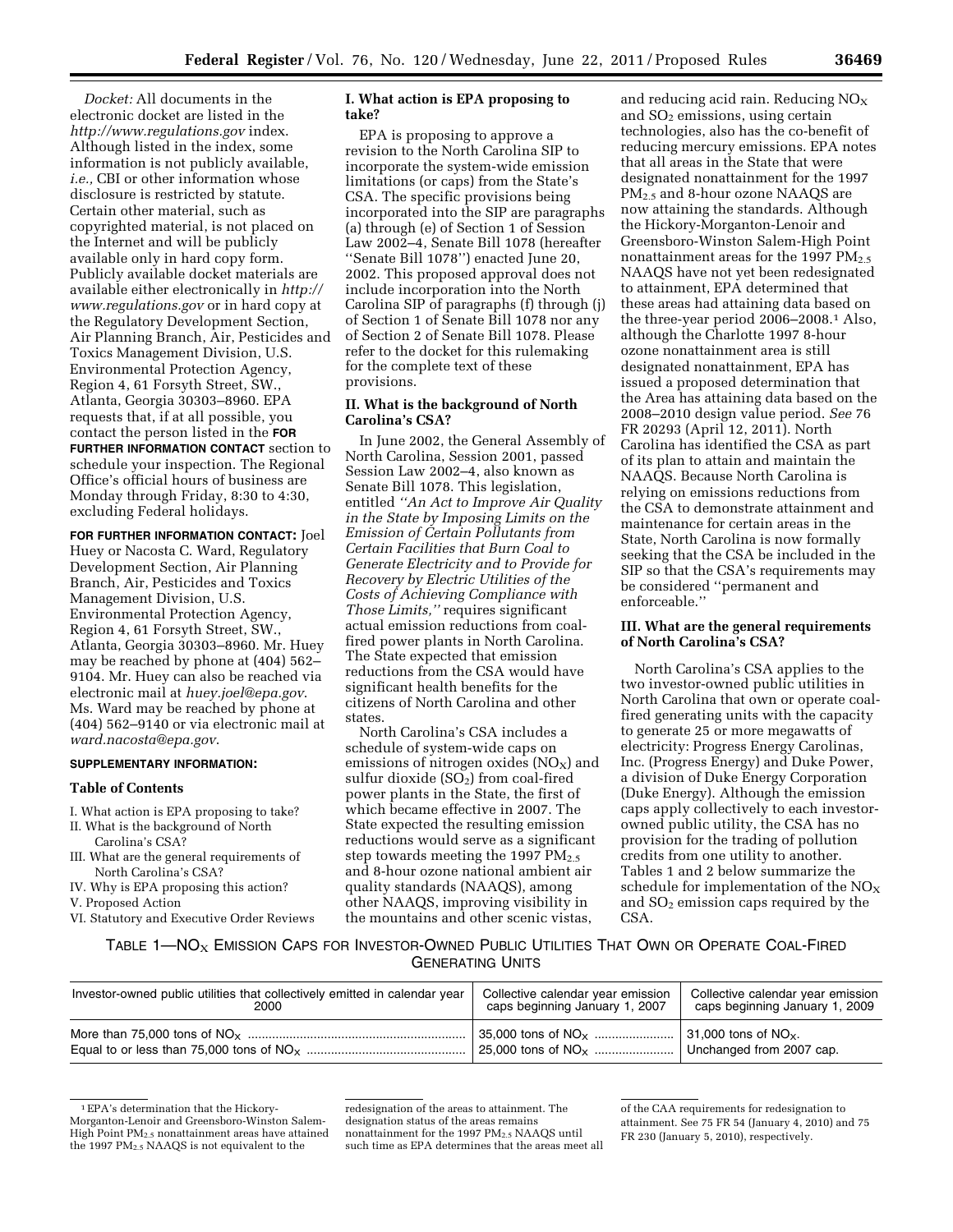*Docket:* All documents in the electronic docket are listed in the *http://www.regulations.gov* index. Although listed in the index, some information is not publicly available, *i.e.,* CBI or other information whose disclosure is restricted by statute. Certain other material, such as copyrighted material, is not placed on the Internet and will be publicly available only in hard copy form. Publicly available docket materials are available either electronically in *http://www.regulations.gov* or in hard copy at the Regulatory Development Section, Air Planning Branch, Air, Pesticides and Toxics Management Division, U.S. Environmental Protection Agency, Region 4, 61 Forsyth Street, SW., Atlanta, Georgia 30303–8960. EPA requests that, if at all possible, you contact the person listed in the **FOR FURTHER INFORMATION CONTACT** section to schedule your inspection. The Regional Office's official hours of business are Monday through Friday, 8:30 to 4:30, excluding Federal holidays.

**FOR FURTHER INFORMATION CONTACT:** Joel Huey or Nacosta C. Ward, Regulatory Development Section, Air Planning Branch, Air, Pesticides and Toxics Management Division, U.S. Environmental Protection Agency, Region 4, 61 Forsyth Street, SW., Atlanta, Georgia 30303–8960. Mr. Huey may be reached by phone at (404) 562–9104. Mr. Huey can also be reached via electronic mail at *huey.joel@epa.gov*. Ms. Ward may be reached by phone at (404) 562–9140 or via electronic mail at *ward.nacosta@epa.gov*.

**SUPPLEMENTARY INFORMATION:**

**Table of Contents**

I. What action is EPA proposing to take?
II. What is the background of North Carolina's CSA?
III. What are the general requirements of North Carolina's CSA?
IV. Why is EPA proposing this action?
V. Proposed Action
VI. Statutory and Executive Order Reviews

## I. What action is EPA proposing to take?

EPA is proposing to approve a revision to the North Carolina SIP to incorporate the system-wide emission limitations (or caps) from the State's CSA. The specific provisions being incorporated into the SIP are paragraphs (a) through (e) of Section 1 of Session Law 2002–4, Senate Bill 1078 (hereafter ''Senate Bill 1078'') enacted June 20, 2002. This proposed approval does not include incorporation into the North Carolina SIP of paragraphs (f) through (j) of Section 1 of Senate Bill 1078 nor any of Section 2 of Senate Bill 1078. Please refer to the docket for this rulemaking for the complete text of these provisions.

## II. What is the background of North Carolina's CSA?

In June 2002, the General Assembly of North Carolina, Session 2001, passed Session Law 2002–4, also known as Senate Bill 1078. This legislation, entitled *''An Act to Improve Air Quality in the State by Imposing Limits on the Emission of Certain Pollutants from Certain Facilities that Burn Coal to Generate Electricity and to Provide for Recovery by Electric Utilities of the Costs of Achieving Compliance with Those Limits,''* requires significant actual emission reductions from coal-fired power plants in North Carolina. The State expected that emission reductions from the CSA would have significant health benefits for the citizens of North Carolina and other states.

North Carolina's CSA includes a schedule of system-wide caps on emissions of nitrogen oxides ($NO_X$) and sulfur dioxide ($SO_2$) from coal-fired power plants in the State, the first of which became effective in 2007. The State expected the resulting emission reductions would serve as a significant step towards meeting the 1997 $PM_{2.5}$ and 8-hour ozone national ambient air quality standards (NAAQS), among other NAAQS, improving visibility in the mountains and other scenic vistas, and reducing acid rain. Reducing $NO_X$ and $SO_2$ emissions, using certain technologies, also has the co-benefit of reducing mercury emissions. EPA notes that all areas in the State that were designated nonattainment for the 1997 $PM_{2.5}$ and 8-hour ozone NAAQS are now attaining the standards. Although the Hickory-Morganton-Lenoir and Greensboro-Winston Salem-High Point nonattainment areas for the 1997 $PM_{2.5}$ NAAQS have not yet been redesignated to attainment, EPA determined that these areas had attaining data based on the three-year period 2006–2008.[1] Also, although the Charlotte 1997 8-hour ozone nonattainment area is still designated nonattainment, EPA has issued a proposed determination that the Area has attaining data based on the 2008–2010 design value period. *See* 76 FR 20293 (April 12, 2011). North Carolina has identified the CSA as part of its plan to attain and maintain the NAAQS. Because North Carolina is relying on emissions reductions from the CSA to demonstrate attainment and maintenance for certain areas in the State, North Carolina is now formally seeking that the CSA be included in the SIP so that the CSA's requirements may be considered ''permanent and enforceable.''

## III. What are the general requirements of North Carolina's CSA?

North Carolina's CSA applies to the two investor-owned public utilities in North Carolina that own or operate coal-fired generating units with the capacity to generate 25 or more megawatts of electricity: Progress Energy Carolinas, Inc. (Progress Energy) and Duke Power, a division of Duke Energy Corporation (Duke Energy). Although the emission caps apply collectively to each investor-owned public utility, the CSA has no provision for the trading of pollution credits from one utility to another. Tables 1 and 2 below summarize the schedule for implementation of the $NO_X$ and $SO_2$ emission caps required by the CSA.

TABLE 1—$NO_X$ EMISSION CAPS FOR INVESTOR-OWNED PUBLIC UTILITIES THAT OWN OR OPERATE COAL-FIRED GENERATING UNITS

| Investor-owned public utilities that collectively emitted in calendar year 2000 | Collective calendar year emission caps beginning January 1, 2007 | Collective calendar year emission caps beginning January 1, 2009 |
|---|---|---|
| More than 75,000 tons of $NO_X$ | 35,000 tons of $NO_X$ | 31,000 tons of $NO_X$. |
| Equal to or less than 75,000 tons of $NO_X$ | 25,000 tons of $NO_X$ | Unchanged from 2007 cap. |

[1] EPA's determination that the Hickory-Morganton-Lenoir and Greensboro-Winston Salem-High Point $PM_{2.5}$ nonattainment areas have attained the 1997 $PM_{2.5}$ NAAQS is not equivalent to the redesignation of the areas to attainment. The designation status of the areas remains nonattainment for the 1997 $PM_{2.5}$ NAAQS until such time as EPA determines that the areas meet all of the CAA requirements for redesignation to attainment. See 75 FR 54 (January 4, 2010) and 75 FR 230 (January 5, 2010), respectively.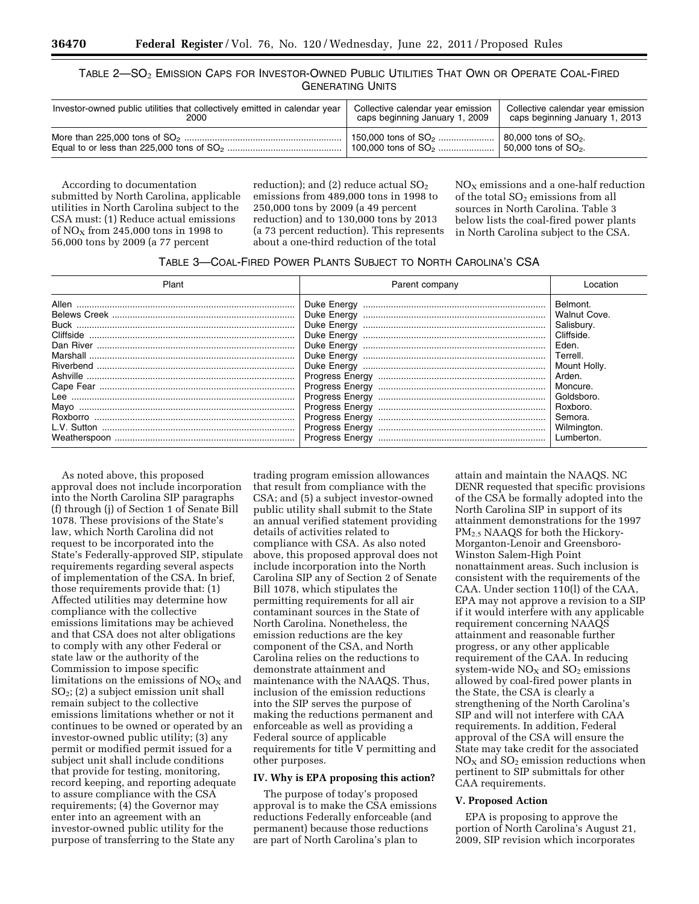TABLE 2—$SO_2$ EMISSION CAPS FOR INVESTOR-OWNED PUBLIC UTILITIES THAT OWN OR OPERATE COAL-FIRED GENERATING UNITS

| Investor-owned public utilities that collectively emitted in calendar year 2000 | Collective calendar year emission caps beginning January 1, 2009 | Collective calendar year emission caps beginning January 1, 2013 |
|---|---|---|
| More than 225,000 tons of $SO_2$ | 150,000 tons of $SO_2$ | 80,000 tons of $SO_2$. |
| Equal to or less than 225,000 tons of $SO_2$ | 100,000 tons of $SO_2$ | 50,000 tons of $SO_2$. |

According to documentation submitted by North Carolina, applicable utilities in North Carolina subject to the CSA must: (1) Reduce actual emissions of $NO_X$ from 245,000 tons in 1998 to 56,000 tons by 2009 (a 77 percent reduction); and (2) reduce actual $SO_2$ emissions from 489,000 tons in 1998 to 250,000 tons by 2009 (a 49 percent reduction) and to 130,000 tons by 2013 (a 73 percent reduction). This represents about a one-third reduction of the total $NO_X$ emissions and a one-half reduction of the total $SO_2$ emissions from all sources in North Carolina. Table 3 below lists the coal-fired power plants in North Carolina subject to the CSA.

TABLE 3—COAL-FIRED POWER PLANTS SUBJECT TO NORTH CAROLINA'S CSA

| Plant | Parent company | Location |
|---|---|---|
| Allen | Duke Energy | Belmont. |
| Belews Creek | Duke Energy | Walnut Cove. |
| Buck | Duke Energy | Salisbury. |
| Cliffside | Duke Energy | Cliffside. |
| Dan River | Duke Energy | Eden. |
| Marshall | Duke Energy | Terrell. |
| Riverbend | Duke Energy | Mount Holly. |
| Ashville | Progress Energy | Arden. |
| Cape Fear | Progress Energy | Moncure. |
| Lee | Progress Energy | Goldsboro. |
| Mayo | Progress Energy | Roxboro. |
| Roxborro | Progress Energy | Semora. |
| L.V. Sutton | Progress Energy | Wilmington. |
| Weatherspoon | Progress Energy | Lumberton. |

As noted above, this proposed approval does not include incorporation into the North Carolina SIP paragraphs (f) through (j) of Section 1 of Senate Bill 1078. These provisions of the State's law, which North Carolina did not request to be incorporated into the State's Federally-approved SIP, stipulate requirements regarding several aspects of implementation of the CSA. In brief, those requirements provide that: (1) Affected utilities may determine how compliance with the collective emissions limitations may be achieved and that CSA does not alter obligations to comply with any other Federal or state law or the authority of the Commission to impose specific limitations on the emissions of $NO_X$ and $SO_2$; (2) a subject emission unit shall remain subject to the collective emissions limitations whether or not it continues to be owned or operated by an investor-owned public utility; (3) any permit or modified permit issued for a subject unit shall include conditions that provide for testing, monitoring, record keeping, and reporting adequate to assure compliance with the CSA requirements; (4) the Governor may enter into an agreement with an investor-owned public utility for the purpose of transferring to the State any trading program emission allowances that result from compliance with the CSA; and (5) a subject investor-owned public utility shall submit to the State an annual verified statement providing details of activities related to compliance with CSA. As also noted above, this proposed approval does not include incorporation into the North Carolina SIP any of Section 2 of Senate Bill 1078, which stipulates the permitting requirements for all air contaminant sources in the State of North Carolina. Nonetheless, the emission reductions are the key component of the CSA, and North Carolina relies on the reductions to demonstrate attainment and maintenance with the NAAQS. Thus, inclusion of the emission reductions into the SIP serves the purpose of making the reductions permanent and enforceable as well as providing a Federal source of applicable requirements for title V permitting and other purposes.

## IV. Why is EPA proposing this action?

The purpose of today's proposed approval is to make the CSA emissions reductions Federally enforceable (and permanent) because those reductions are part of North Carolina's plan to attain and maintain the NAAQS. NC DENR requested that specific provisions of the CSA be formally adopted into the North Carolina SIP in support of its attainment demonstrations for the 1997 $PM_{2.5}$ NAAQS for both the Hickory-Morganton-Lenoir and Greensboro-Winston Salem-High Point nonattainment areas. Such inclusion is consistent with the requirements of the CAA. Under section 110(l) of the CAA, EPA may not approve a revision to a SIP if it would interfere with any applicable requirement concerning NAAQS attainment and reasonable further progress, or any other applicable requirement of the CAA. In reducing system-wide $NO_X$ and $SO_2$ emissions allowed by coal-fired power plants in the State, the CSA is clearly a strengthening of the North Carolina's SIP and will not interfere with CAA requirements. In addition, Federal approval of the CSA will ensure the State may take credit for the associated $NO_X$ and $SO_2$ emission reductions when pertinent to SIP submittals for other CAA requirements.

## V. Proposed Action

EPA is proposing to approve the portion of North Carolina's August 21, 2009, SIP revision which incorporates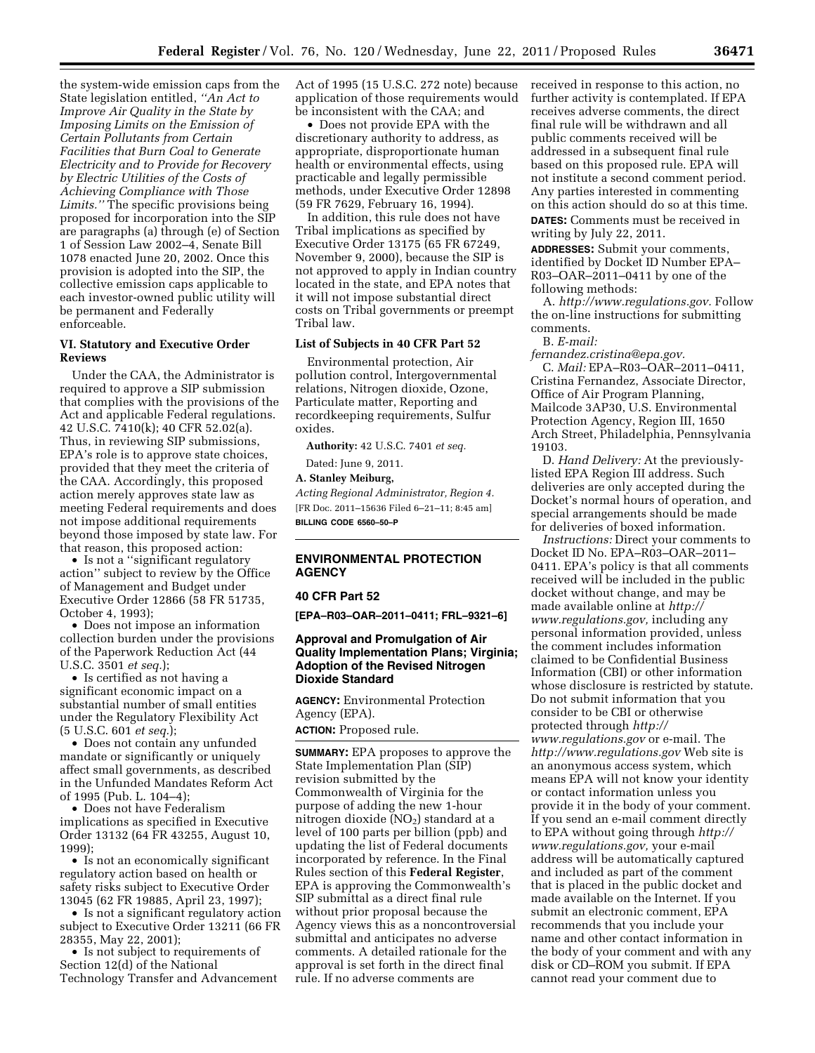the system-wide emission caps from the State legislation entitled, *''An Act to Improve Air Quality in the State by Imposing Limits on the Emission of Certain Pollutants from Certain Facilities that Burn Coal to Generate Electricity and to Provide for Recovery by Electric Utilities of the Costs of Achieving Compliance with Those Limits.''* The specific provisions being proposed for incorporation into the SIP are paragraphs (a) through (e) of Section 1 of Session Law 2002–4, Senate Bill 1078 enacted June 20, 2002. Once this provision is adopted into the SIP, the collective emission caps applicable to each investor-owned public utility will be permanent and Federally enforceable.

### VI. Statutory and Executive Order Reviews

Under the CAA, the Administrator is required to approve a SIP submission that complies with the provisions of the Act and applicable Federal regulations. 42 U.S.C. 7410(k); 40 CFR 52.02(a). Thus, in reviewing SIP submissions, EPA's role is to approve state choices, provided that they meet the criteria of the CAA. Accordingly, this proposed action merely approves state law as meeting Federal requirements and does not impose additional requirements beyond those imposed by state law. For that reason, this proposed action:

- Is not a ''significant regulatory action'' subject to review by the Office of Management and Budget under Executive Order 12866 (58 FR 51735, October 4, 1993);
- Does not impose an information collection burden under the provisions of the Paperwork Reduction Act (44 U.S.C. 3501 *et seq.*);
- Is certified as not having a significant economic impact on a substantial number of small entities under the Regulatory Flexibility Act (5 U.S.C. 601 *et seq.*);
- Does not contain any unfunded mandate or significantly or uniquely affect small governments, as described in the Unfunded Mandates Reform Act of 1995 (Pub. L. 104–4);
- Does not have Federalism implications as specified in Executive Order 13132 (64 FR 43255, August 10, 1999);
- Is not an economically significant regulatory action based on health or safety risks subject to Executive Order 13045 (62 FR 19885, April 23, 1997);
- Is not a significant regulatory action subject to Executive Order 13211 (66 FR 28355, May 22, 2001);
- Is not subject to requirements of Section 12(d) of the National Technology Transfer and Advancement Act of 1995 (15 U.S.C. 272 note) because application of those requirements would be inconsistent with the CAA; and
- Does not provide EPA with the discretionary authority to address, as appropriate, disproportionate human health or environmental effects, using practicable and legally permissible methods, under Executive Order 12898 (59 FR 7629, February 16, 1994).

In addition, this rule does not have Tribal implications as specified by Executive Order 13175 (65 FR 67249, November 9, 2000), because the SIP is not approved to apply in Indian country located in the state, and EPA notes that it will not impose substantial direct costs on Tribal governments or preempt Tribal law.

### List of Subjects in 40 CFR Part 52

Environmental protection, Air pollution control, Intergovernmental relations, Nitrogen dioxide, Ozone, Particulate matter, Reporting and recordkeeping requirements, Sulfur oxides.

**Authority:** 42 U.S.C. 7401 *et seq.*

Dated: June 9, 2011.

**A. Stanley Meiburg,**

*Acting Regional Administrator, Region 4.*

[FR Doc. 2011–15636 Filed 6–21–11; 8:45 am]

**BILLING CODE 6560–50–P**

---

## ENVIRONMENTAL PROTECTION AGENCY

### 40 CFR Part 52

**[EPA–R03–OAR–2011–0411; FRL–9321–6]**

### Approval and Promulgation of Air Quality Implementation Plans; Virginia; Adoption of the Revised Nitrogen Dioxide Standard

**AGENCY:** Environmental Protection Agency (EPA).

**ACTION:** Proposed rule.

**SUMMARY:** EPA proposes to approve the State Implementation Plan (SIP) revision submitted by the Commonwealth of Virginia for the purpose of adding the new 1-hour nitrogen dioxide ($NO_2$) standard at a level of 100 parts per billion (ppb) and updating the list of Federal documents incorporated by reference. In the Final Rules section of this **Federal Register**, EPA is approving the Commonwealth's SIP submittal as a direct final rule without prior proposal because the Agency views this as a noncontroversial submittal and anticipates no adverse comments. A detailed rationale for the approval is set forth in the direct final rule. If no adverse comments are received in response to this action, no further activity is contemplated. If EPA receives adverse comments, the direct final rule will be withdrawn and all public comments received will be addressed in a subsequent final rule based on this proposed rule. EPA will not institute a second comment period. Any parties interested in commenting on this action should do so at this time.

**DATES:** Comments must be received in writing by July 22, 2011.

**ADDRESSES:** Submit your comments, identified by Docket ID Number EPA–R03–OAR–2011–0411 by one of the following methods:

A. *http://www.regulations.gov.* Follow the on-line instructions for submitting comments.

B. *E-mail: fernandez.cristina@epa.gov.*

C. *Mail:* EPA–R03–OAR–2011–0411, Cristina Fernandez, Associate Director, Office of Air Program Planning, Mailcode 3AP30, U.S. Environmental Protection Agency, Region III, 1650 Arch Street, Philadelphia, Pennsylvania 19103.

D. *Hand Delivery:* At the previously-listed EPA Region III address. Such deliveries are only accepted during the Docket's normal hours of operation, and special arrangements should be made for deliveries of boxed information.

*Instructions:* Direct your comments to Docket ID No. EPA–R03–OAR–2011–0411. EPA's policy is that all comments received will be included in the public docket without change, and may be made available online at *http://www.regulations.gov,* including any personal information provided, unless the comment includes information claimed to be Confidential Business Information (CBI) or other information whose disclosure is restricted by statute. Do not submit information that you consider to be CBI or otherwise protected through *http://www.regulations.gov* or e-mail. The *http://www.regulations.gov* Web site is an anonymous access system, which means EPA will not know your identity or contact information unless you provide it in the body of your comment. If you send an e-mail comment directly to EPA without going through *http://www.regulations.gov,* your e-mail address will be automatically captured and included as part of the comment that is placed in the public docket and made available on the Internet. If you submit an electronic comment, EPA recommends that you include your name and other contact information in the body of your comment and with any disk or CD–ROM you submit. If EPA cannot read your comment due to